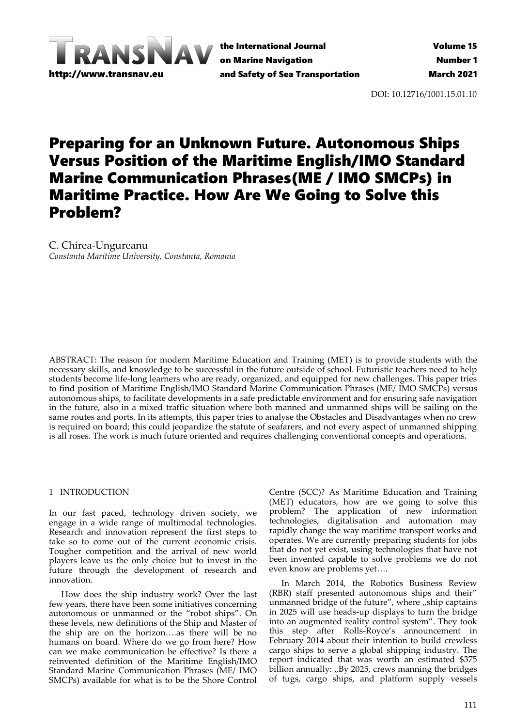DOI: 10.12716/1001.15.01.10

# Preparing for an Unknown Future. Autonomous Ships Versus Position of the Maritime English/IMO Standard Marine Communication Phrases(ME / IMO SMCPs) in Maritime Practice. How Are We Going to Solve this Problem?

C. Chirea-Ungureanu
*Constanta Maritime University, Constanta, Romania*

ABSTRACT: The reason for modern Maritime Education and Training (MET) is to provide students with the necessary skills, and knowledge to be successful in the future outside of school. Futuristic teachers need to help students become life-long learners who are ready, organized, and equipped for new challenges. This paper tries to find position of Maritime English/IMO Standard Marine Communication Phrases (ME/ IMO SMCPs) versus autonomous ships, to facilitate developments in a safe predictable environment and for ensuring safe navigation in the future, also in a mixed traffic situation where both manned and unmanned ships will be sailing on the same routes and ports. In its attempts, this paper tries to analyse the Obstacles and Disadvantages when no crew is required on board; this could jeopardize the statute of seafarers, and not every aspect of unmanned shipping is all roses. The work is much future oriented and requires challenging conventional concepts and operations.

## 1 INTRODUCTION

In our fast paced, technology driven society, we engage in a wide range of multimodal technologies. Research and innovation represent the first steps to take so to come out of the current economic crisis. Tougher competition and the arrival of new world players leave us the only choice but to invest in the future through the development of research and innovation.

How does the ship industry work? Over the last few years, there have been some initiatives concerning autonomous or unmanned or the "robot ships". On these levels, new definitions of the Ship and Master of the ship are on the horizon….as there will be no humans on board. Where do we go from here? How can we make communication be effective? Is there a reinvented definition of the Maritime English/IMO Standard Marine Communication Phrases (ME/ IMO SMCPs) available for what is to be the Shore Control Centre (SCC)? As Maritime Education and Training (MET) educators, how are we going to solve this problem? The application of new information technologies, digitalisation and automation may rapidly change the way maritime transport works and operates. We are currently preparing students for jobs that do not yet exist, using technologies that have not been invented capable to solve problems we do not even know are problems yet….

In March 2014, the Robotics Business Review (RBR) staff presented autonomous ships and their" unmanned bridge of the future", where „ship captains in 2025 will use heads-up displays to turn the bridge into an augmented reality control system". They took this step after Rolls-Royce's announcement in February 2014 about their intention to build crewless cargo ships to serve a global shipping industry. The report indicated that was worth an estimated $375 billion annually: „By 2025, crews manning the bridges of tugs, cargo ships, and platform supply vessels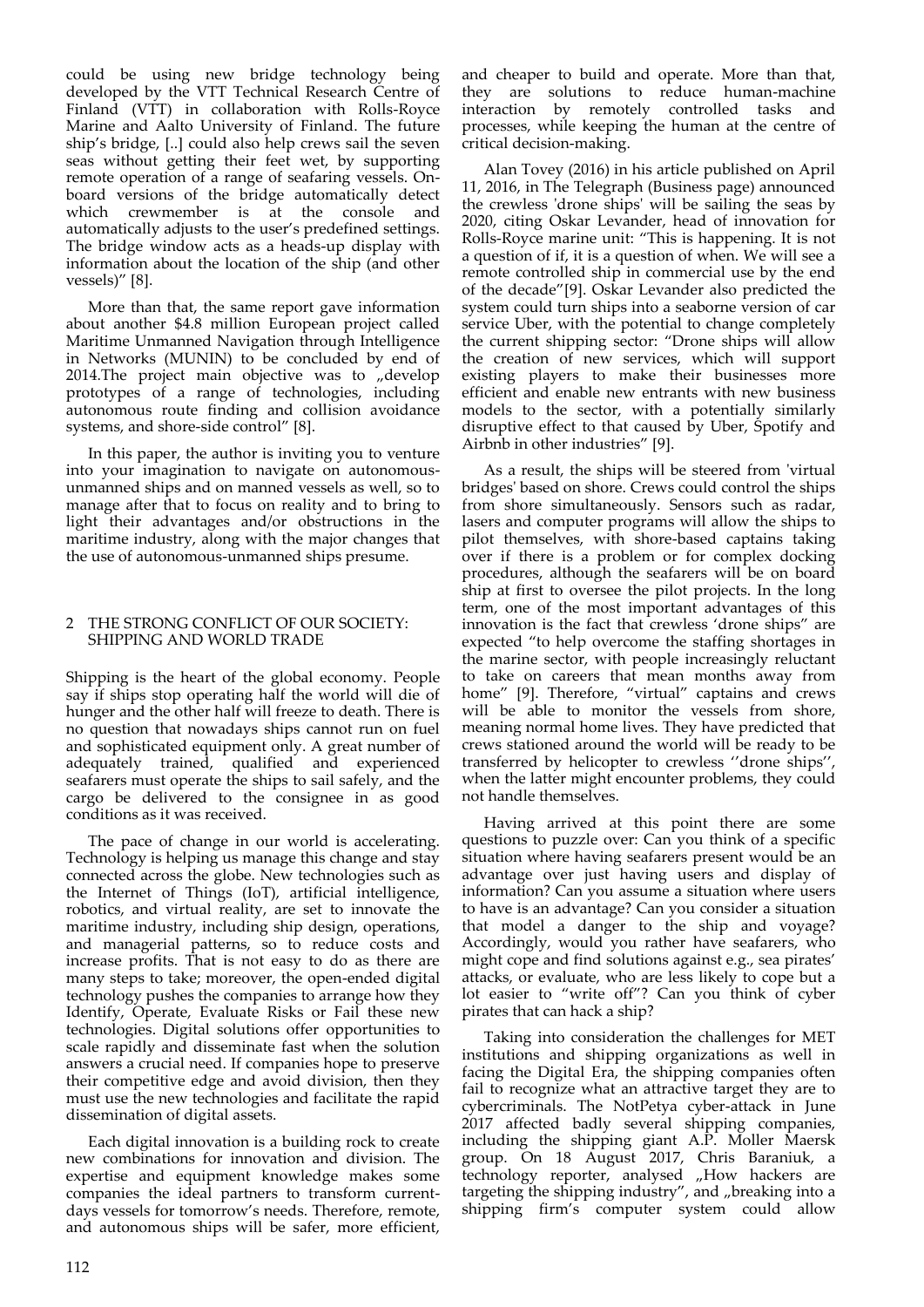could be using new bridge technology being developed by the VTT Technical Research Centre of Finland (VTT) in collaboration with Rolls-Royce Marine and Aalto University of Finland. The future ship's bridge, [..] could also help crews sail the seven seas without getting their feet wet, by supporting remote operation of a range of seafaring vessels. On-board versions of the bridge automatically detect which crewmember is at the console and automatically adjusts to the user's predefined settings. The bridge window acts as a heads-up display with information about the location of the ship (and other vessels)" [8].

More than that, the same report gave information about another $4.8 million European project called Maritime Unmanned Navigation through Intelligence in Networks (MUNIN) to be concluded by end of 2014.The project main objective was to „develop prototypes of a range of technologies, including autonomous route finding and collision avoidance systems, and shore-side control" [8].

In this paper, the author is inviting you to venture into your imagination to navigate on autonomous-unmanned ships and on manned vessels as well, so to manage after that to focus on reality and to bring to light their advantages and/or obstructions in the maritime industry, along with the major changes that the use of autonomous-unmanned ships presume.

## 2 THE STRONG CONFLICT OF OUR SOCIETY: SHIPPING AND WORLD TRADE

Shipping is the heart of the global economy. People say if ships stop operating half the world will die of hunger and the other half will freeze to death. There is no question that nowadays ships cannot run on fuel and sophisticated equipment only. A great number of adequately trained, qualified and experienced seafarers must operate the ships to sail safely, and the cargo be delivered to the consignee in as good conditions as it was received.

The pace of change in our world is accelerating. Technology is helping us manage this change and stay connected across the globe. New technologies such as the Internet of Things (IoT), artificial intelligence, robotics, and virtual reality, are set to innovate the maritime industry, including ship design, operations, and managerial patterns, so to reduce costs and increase profits. That is not easy to do as there are many steps to take; moreover, the open-ended digital technology pushes the companies to arrange how they Identify, Operate, Evaluate Risks or Fail these new technologies. Digital solutions offer opportunities to scale rapidly and disseminate fast when the solution answers a crucial need. If companies hope to preserve their competitive edge and avoid division, then they must use the new technologies and facilitate the rapid dissemination of digital assets.

Each digital innovation is a building rock to create new combinations for innovation and division. The expertise and equipment knowledge makes some companies the ideal partners to transform current-days vessels for tomorrow's needs. Therefore, remote, and autonomous ships will be safer, more efficient, and cheaper to build and operate. More than that, they are solutions to reduce human-machine interaction by remotely controlled tasks and processes, while keeping the human at the centre of critical decision-making.

Alan Tovey (2016) in his article published on April 11, 2016, in The Telegraph (Business page) announced the crewless 'drone ships' will be sailing the seas by 2020, citing Oskar Levander, head of innovation for Rolls-Royce marine unit: "This is happening. It is not a question of if, it is a question of when. We will see a remote controlled ship in commercial use by the end of the decade"[9]. Oskar Levander also predicted the system could turn ships into a seaborne version of car service Uber, with the potential to change completely the current shipping sector: "Drone ships will allow the creation of new services, which will support existing players to make their businesses more efficient and enable new entrants with new business models to the sector, with a potentially similarly disruptive effect to that caused by Uber, Spotify and Airbnb in other industries" [9].

As a result, the ships will be steered from 'virtual bridges' based on shore. Crews could control the ships from shore simultaneously. Sensors such as radar, lasers and computer programs will allow the ships to pilot themselves, with shore-based captains taking over if there is a problem or for complex docking procedures, although the seafarers will be on board ship at first to oversee the pilot projects. In the long term, one of the most important advantages of this innovation is the fact that crewless 'drone ships" are expected "to help overcome the staffing shortages in the marine sector, with people increasingly reluctant to take on careers that mean months away from home" [9]. Therefore, "virtual" captains and crews will be able to monitor the vessels from shore, meaning normal home lives. They have predicted that crews stationed around the world will be ready to be transferred by helicopter to crewless ''drone ships'', when the latter might encounter problems, they could not handle themselves.

Having arrived at this point there are some questions to puzzle over: Can you think of a specific situation where having seafarers present would be an advantage over just having users and display of information? Can you assume a situation where users to have is an advantage? Can you consider a situation that model a danger to the ship and voyage? Accordingly, would you rather have seafarers, who might cope and find solutions against e.g., sea pirates' attacks, or evaluate, who are less likely to cope but a lot easier to "write off"? Can you think of cyber pirates that can hack a ship?

Taking into consideration the challenges for MET institutions and shipping organizations as well in facing the Digital Era, the shipping companies often fail to recognize what an attractive target they are to cybercriminals. The NotPetya cyber-attack in June 2017 affected badly several shipping companies, including the shipping giant A.P. Moller Maersk group. On 18 August 2017, Chris Baraniuk, a technology reporter, analysed „How hackers are targeting the shipping industry", and „breaking into a shipping firm's computer system could allow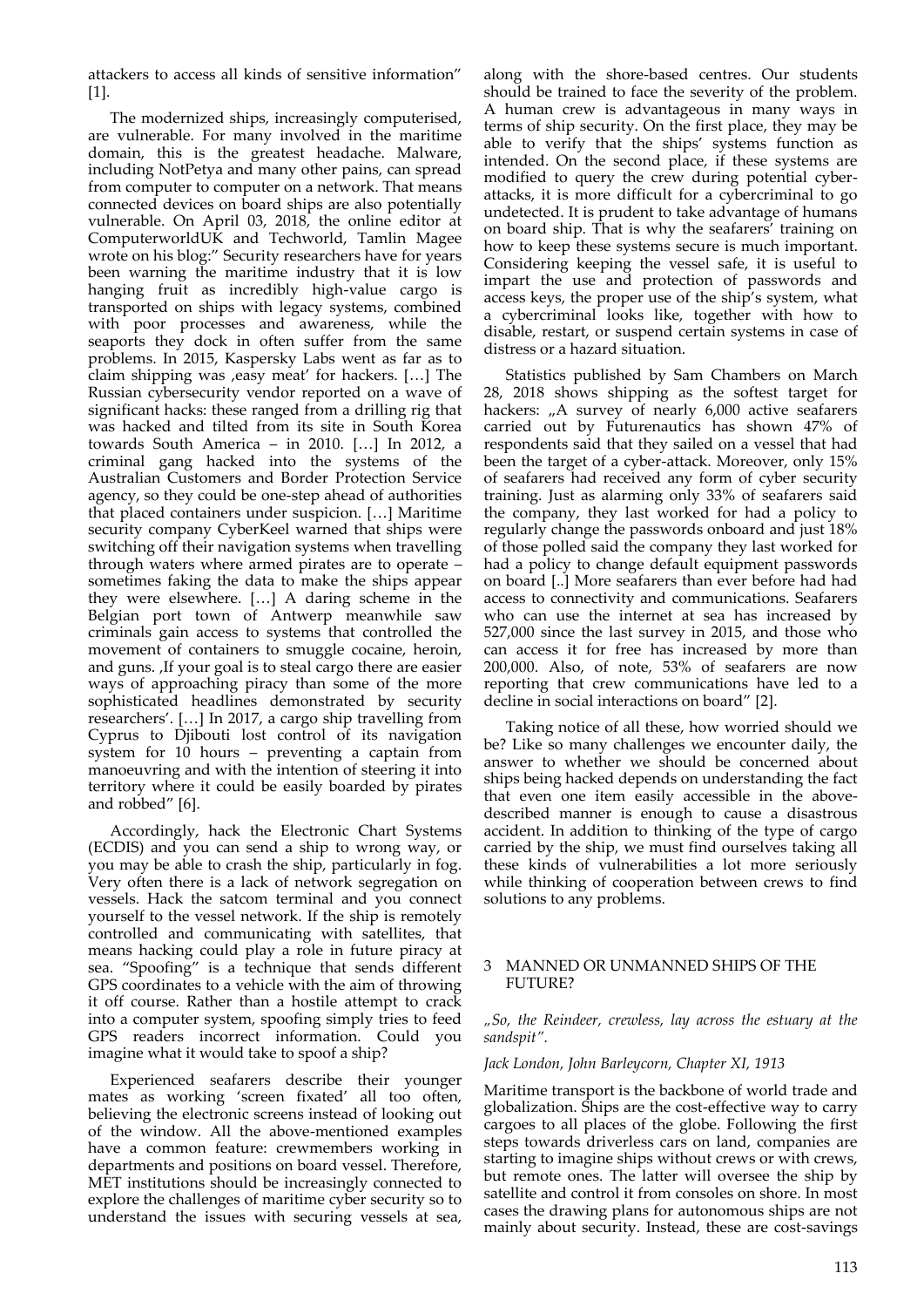attackers to access all kinds of sensitive information" [1].

The modernized ships, increasingly computerised, are vulnerable. For many involved in the maritime domain, this is the greatest headache. Malware, including NotPetya and many other pains, can spread from computer to computer on a network. That means connected devices on board ships are also potentially vulnerable. On April 03, 2018, the online editor at ComputerworldUK and Techworld, Tamlin Magee wrote on his blog:" Security researchers have for years been warning the maritime industry that it is low hanging fruit as incredibly high-value cargo is transported on ships with legacy systems, combined with poor processes and awareness, while the seaports they dock in often suffer from the same problems. In 2015, Kaspersky Labs went as far as to claim shipping was ‚easy meat' for hackers. […] The Russian cybersecurity vendor reported on a wave of significant hacks: these ranged from a drilling rig that was hacked and tilted from its site in South Korea towards South America – in 2010. […] In 2012, a criminal gang hacked into the systems of the Australian Customers and Border Protection Service agency, so they could be one-step ahead of authorities that placed containers under suspicion. […] Maritime security company CyberKeel warned that ships were switching off their navigation systems when travelling through waters where armed pirates are to operate – sometimes faking the data to make the ships appear they were elsewhere. […] A daring scheme in the Belgian port town of Antwerp meanwhile saw criminals gain access to systems that controlled the movement of containers to smuggle cocaine, heroin, and guns. ‚If your goal is to steal cargo there are easier ways of approaching piracy than some of the more sophisticated headlines demonstrated by security researchers'. […] In 2017, a cargo ship travelling from Cyprus to Djibouti lost control of its navigation system for 10 hours – preventing a captain from manoeuvring and with the intention of steering it into territory where it could be easily boarded by pirates and robbed" [6].

Accordingly, hack the Electronic Chart Systems (ECDIS) and you can send a ship to wrong way, or you may be able to crash the ship, particularly in fog. Very often there is a lack of network segregation on vessels. Hack the satcom terminal and you connect yourself to the vessel network. If the ship is remotely controlled and communicating with satellites, that means hacking could play a role in future piracy at sea. "Spoofing" is a technique that sends different GPS coordinates to a vehicle with the aim of throwing it off course. Rather than a hostile attempt to crack into a computer system, spoofing simply tries to feed GPS readers incorrect information. Could you imagine what it would take to spoof a ship?

Experienced seafarers describe their younger mates as working 'screen fixated' all too often, believing the electronic screens instead of looking out of the window. All the above-mentioned examples have a common feature: crewmembers working in departments and positions on board vessel. Therefore, MET institutions should be increasingly connected to explore the challenges of maritime cyber security so to understand the issues with securing vessels at sea, along with the shore-based centres. Our students should be trained to face the severity of the problem. A human crew is advantageous in many ways in terms of ship security. On the first place, they may be able to verify that the ships' systems function as intended. On the second place, if these systems are modified to query the crew during potential cyber-attacks, it is more difficult for a cybercriminal to go undetected. It is prudent to take advantage of humans on board ship. That is why the seafarers' training on how to keep these systems secure is much important. Considering keeping the vessel safe, it is useful to impart the use and protection of passwords and access keys, the proper use of the ship's system, what a cybercriminal looks like, together with how to disable, restart, or suspend certain systems in case of distress or a hazard situation.

Statistics published by Sam Chambers on March 28, 2018 shows shipping as the softest target for hackers: „A survey of nearly 6,000 active seafarers carried out by Futurenautics has shown 47% of respondents said that they sailed on a vessel that had been the target of a cyber-attack. Moreover, only 15% of seafarers had received any form of cyber security training. Just as alarming only 33% of seafarers said the company, they last worked for had a policy to regularly change the passwords onboard and just 18% of those polled said the company they last worked for had a policy to change default equipment passwords on board [..] More seafarers than ever before had had access to connectivity and communications. Seafarers who can use the internet at sea has increased by 527,000 since the last survey in 2015, and those who can access it for free has increased by more than 200,000. Also, of note, 53% of seafarers are now reporting that crew communications have led to a decline in social interactions on board" [2].

Taking notice of all these, how worried should we be? Like so many challenges we encounter daily, the answer to whether we should be concerned about ships being hacked depends on understanding the fact that even one item easily accessible in the above-described manner is enough to cause a disastrous accident. In addition to thinking of the type of cargo carried by the ship, we must find ourselves taking all these kinds of vulnerabilities a lot more seriously while thinking of cooperation between crews to find solutions to any problems.

## 3 MANNED OR UNMANNED SHIPS OF THE FUTURE?

*„So, the Reindeer, crewless, lay across the estuary at the sandspit".*

*Jack London, John Barleycorn, Chapter XI, 1913*

Maritime transport is the backbone of world trade and globalization. Ships are the cost-effective way to carry cargoes to all places of the globe. Following the first steps towards driverless cars on land, companies are starting to imagine ships without crews or with crews, but remote ones. The latter will oversee the ship by satellite and control it from consoles on shore. In most cases the drawing plans for autonomous ships are not mainly about security. Instead, these are cost-savings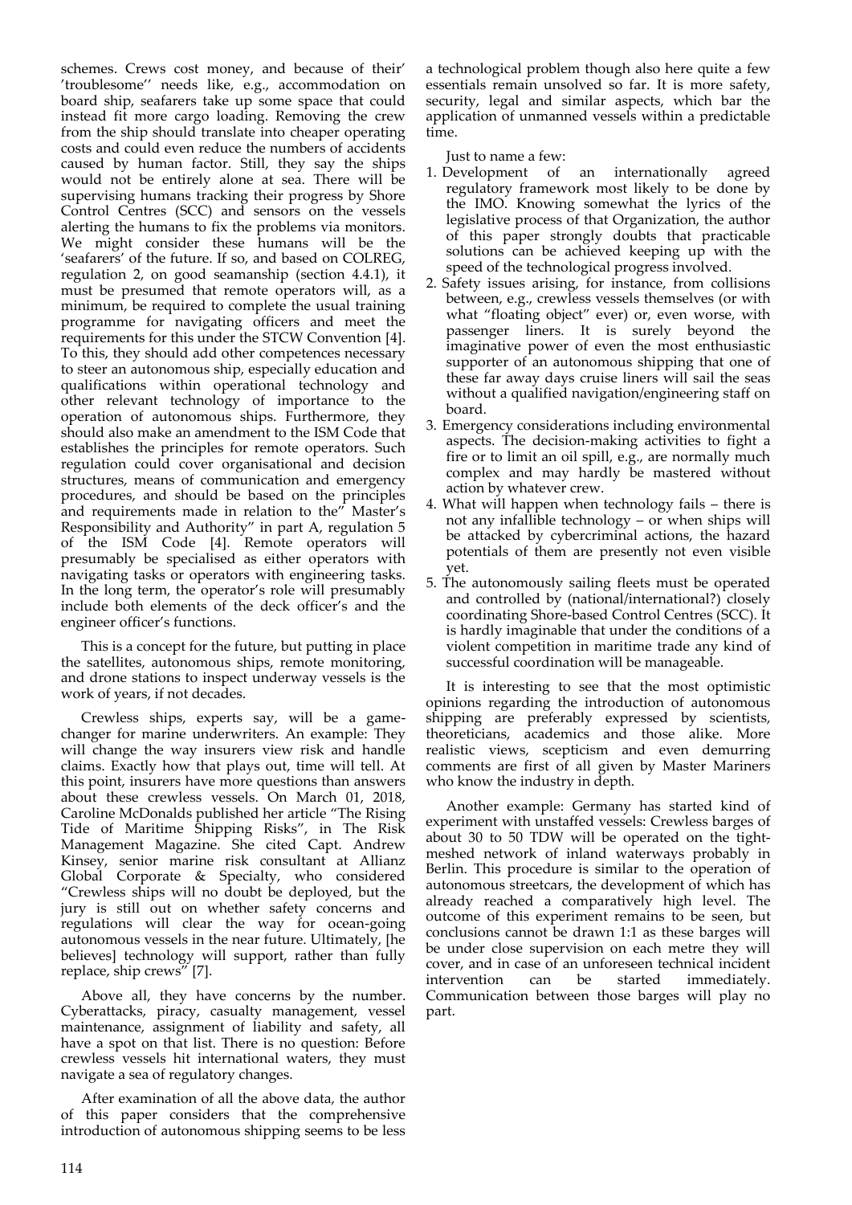schemes. Crews cost money, and because of their' 'troublesome'' needs like, e.g., accommodation on board ship, seafarers take up some space that could instead fit more cargo loading. Removing the crew from the ship should translate into cheaper operating costs and could even reduce the numbers of accidents caused by human factor. Still, they say the ships would not be entirely alone at sea. There will be supervising humans tracking their progress by Shore Control Centres (SCC) and sensors on the vessels alerting the humans to fix the problems via monitors. We might consider these humans will be the 'seafarers' of the future. If so, and based on COLREG, regulation 2, on good seamanship (section 4.4.1), it must be presumed that remote operators will, as a minimum, be required to complete the usual training programme for navigating officers and meet the requirements for this under the STCW Convention [4]. To this, they should add other competences necessary to steer an autonomous ship, especially education and qualifications within operational technology and other relevant technology of importance to the operation of autonomous ships. Furthermore, they should also make an amendment to the ISM Code that establishes the principles for remote operators. Such regulation could cover organisational and decision structures, means of communication and emergency procedures, and should be based on the principles and requirements made in relation to the" Master's Responsibility and Authority" in part A, regulation 5 of the ISM Code [4]. Remote operators will presumably be specialised as either operators with navigating tasks or operators with engineering tasks. In the long term, the operator's role will presumably include both elements of the deck officer's and the engineer officer's functions.

This is a concept for the future, but putting in place the satellites, autonomous ships, remote monitoring, and drone stations to inspect underway vessels is the work of years, if not decades.

Crewless ships, experts say, will be a game-changer for marine underwriters. An example: They will change the way insurers view risk and handle claims. Exactly how that plays out, time will tell. At this point, insurers have more questions than answers about these crewless vessels. On March 01, 2018, Caroline McDonalds published her article "The Rising Tide of Maritime Shipping Risks", in The Risk Management Magazine. She cited Capt. Andrew Kinsey, senior marine risk consultant at Allianz Global Corporate & Specialty, who considered "Crewless ships will no doubt be deployed, but the jury is still out on whether safety concerns and regulations will clear the way for ocean-going autonomous vessels in the near future. Ultimately, [he believes] technology will support, rather than fully replace, ship crews" [7].

Above all, they have concerns by the number. Cyberattacks, piracy, casualty management, vessel maintenance, assignment of liability and safety, all have a spot on that list. There is no question: Before crewless vessels hit international waters, they must navigate a sea of regulatory changes.

After examination of all the above data, the author of this paper considers that the comprehensive introduction of autonomous shipping seems to be less a technological problem though also here quite a few essentials remain unsolved so far. It is more safety, security, legal and similar aspects, which bar the application of unmanned vessels within a predictable time.

Just to name a few:

1. Development of an internationally agreed regulatory framework most likely to be done by the IMO. Knowing somewhat the lyrics of the legislative process of that Organization, the author of this paper strongly doubts that practicable solutions can be achieved keeping up with the speed of the technological progress involved.
2. Safety issues arising, for instance, from collisions between, e.g., crewless vessels themselves (or with what "floating object" ever) or, even worse, with passenger liners. It is surely beyond the imaginative power of even the most enthusiastic supporter of an autonomous shipping that one of these far away days cruise liners will sail the seas without a qualified navigation/engineering staff on board.
3. Emergency considerations including environmental aspects. The decision-making activities to fight a fire or to limit an oil spill, e.g., are normally much complex and may hardly be mastered without action by whatever crew.
4. What will happen when technology fails – there is not any infallible technology – or when ships will be attacked by cybercriminal actions, the hazard potentials of them are presently not even visible yet.
5. The autonomously sailing fleets must be operated and controlled by (national/international?) closely coordinating Shore-based Control Centres (SCC). It is hardly imaginable that under the conditions of a violent competition in maritime trade any kind of successful coordination will be manageable.

It is interesting to see that the most optimistic opinions regarding the introduction of autonomous shipping are preferably expressed by scientists, theoreticians, academics and those alike. More realistic views, scepticism and even demurring comments are first of all given by Master Mariners who know the industry in depth.

Another example: Germany has started kind of experiment with unstaffed vessels: Crewless barges of about 30 to 50 TDW will be operated on the tight-meshed network of inland waterways probably in Berlin. This procedure is similar to the operation of autonomous streetcars, the development of which has already reached a comparatively high level. The outcome of this experiment remains to be seen, but conclusions cannot be drawn 1:1 as these barges will be under close supervision on each metre they will cover, and in case of an unforeseen technical incident intervention can be started immediately. Communication between those barges will play no part.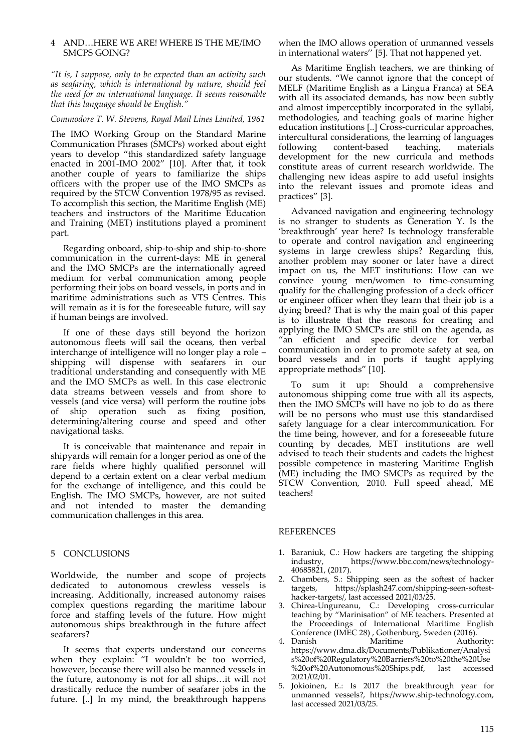## 4 AND…HERE WE ARE! WHERE IS THE ME/IMO SMCPS GOING?

*"It is, I suppose, only to be expected than an activity such as seafaring, which is international by nature, should feel the need for an international language. It seems reasonable that this language should be English."*

*Commodore T. W. Stevens, Royal Mail Lines Limited, 1961*

The IMO Working Group on the Standard Marine Communication Phrases (SMCPs) worked about eight years to develop "this standardized safety language enacted in 2001-IMO 2002" [10]. After that, it took another couple of years to familiarize the ships officers with the proper use of the IMO SMCPs as required by the STCW Convention 1978/95 as revised. To accomplish this section, the Maritime English (ME) teachers and instructors of the Maritime Education and Training (MET) institutions played a prominent part.

Regarding onboard, ship-to-ship and ship-to-shore communication in the current-days: ME in general and the IMO SMCPs are the internationally agreed medium for verbal communication among people performing their jobs on board vessels, in ports and in maritime administrations such as VTS Centres. This will remain as it is for the foreseeable future, will say if human beings are involved.

If one of these days still beyond the horizon autonomous fleets will sail the oceans, then verbal interchange of intelligence will no longer play a role – shipping will dispense with seafarers in our traditional understanding and consequently with ME and the IMO SMCPs as well. In this case electronic data streams between vessels and from shore to vessels (and vice versa) will perform the routine jobs of ship operation such as fixing position, determining/altering course and speed and other navigational tasks.

It is conceivable that maintenance and repair in shipyards will remain for a longer period as one of the rare fields where highly qualified personnel will depend to a certain extent on a clear verbal medium for the exchange of intelligence, and this could be English. The IMO SMCPs, however, are not suited and not intended to master the demanding communication challenges in this area.

## 5 CONCLUSIONS

Worldwide, the number and scope of projects dedicated to autonomous crewless vessels is increasing. Additionally, increased autonomy raises complex questions regarding the maritime labour force and staffing levels of the future. How might autonomous ships breakthrough in the future affect seafarers?

It seems that experts understand our concerns when they explain: "I wouldn't be too worried, however, because there will also be manned vessels in the future, autonomy is not for all ships…it will not drastically reduce the number of seafarer jobs in the future. [..] In my mind, the breakthrough happens when the IMO allows operation of unmanned vessels in international waters'' [5]. That not happened yet.

As Maritime English teachers, we are thinking of our students. "We cannot ignore that the concept of MELF (Maritime English as a Lingua Franca) at SEA with all its associated demands, has now been subtly and almost imperceptibly incorporated in the syllabi, methodologies, and teaching goals of marine higher education institutions [..] Cross-curricular approaches, intercultural considerations, the learning of languages following content-based teaching, materials development for the new curricula and methods constitute areas of current research worldwide. The challenging new ideas aspire to add useful insights into the relevant issues and promote ideas and practices" [3].

Advanced navigation and engineering technology is no stranger to students as Generation Y. Is the 'breakthrough' year here? Is technology transferable to operate and control navigation and engineering systems in large crewless ships? Regarding this, another problem may sooner or later have a direct impact on us, the MET institutions: How can we convince young men/women to time-consuming qualify for the challenging profession of a deck officer or engineer officer when they learn that their job is a dying breed? That is why the main goal of this paper is to illustrate that the reasons for creating and applying the IMO SMCPs are still on the agenda, as "an efficient and specific device for verbal communication in order to promote safety at sea, on board vessels and in ports if taught applying appropriate methods" [10].

To sum it up: Should a comprehensive autonomous shipping come true with all its aspects, then the IMO SMCPs will have no job to do as there will be no persons who must use this standardised safety language for a clear intercommunication. For the time being, however, and for a foreseeable future counting by decades, MET institutions are well advised to teach their students and cadets the highest possible competence in mastering Maritime English (ME) including the IMO SMCPs as required by the STCW Convention, 2010. Full speed ahead, ME teachers!

## REFERENCES

1. Baraniuk, C.: How hackers are targeting the shipping industry, https://www.bbc.com/news/technology-40685821, (2017).
2. Chambers, S.: Shipping seen as the softest of hacker targets, https://splash247.com/shipping-seen-softest-hacker-targets/, last accessed 2021/03/25.
3. Chirea-Ungureanu, C.: Developing cross-curricular teaching by "Marinisation" of ME teachers. Presented at the Proceedings of International Maritime English Conference (IMEC 28) , Gothenburg, Sweden (2016).
4. Danish Maritime Authority: https://www.dma.dk/Documents/Publikationer/Analysis%20of%20Regulatory%20Barriers%20to%20the%20Use%20of%20Autonomous%20Ships.pdf, last accessed 2021/02/01.
5. Jokioinen, E.: Is 2017 the breakthrough year for unmanned vessels?, https://www.ship-technology.com, last accessed 2021/03/25.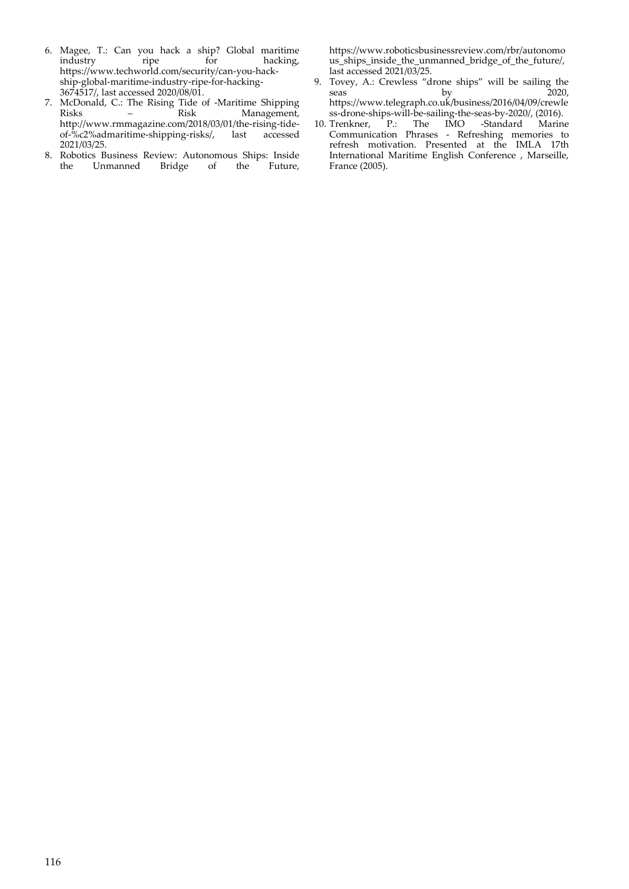6. Magee, T.: Can you hack a ship? Global maritime industry ripe for hacking, https://www.techworld.com/security/can-you-hack-ship-global-maritime-industry-ripe-for-hacking-3674517/, last accessed 2020/08/01.
7. McDonald, C.: The Rising Tide of -Maritime Shipping Risks – Risk Management, http://www.rmmagazine.com/2018/03/01/the-rising-tide-of-%c2%admaritime-shipping-risks/, last accessed 2021/03/25.
8. Robotics Business Review: Autonomous Ships: Inside the Unmanned Bridge of the Future, https://www.roboticsbusinessreview.com/rbr/autonomous_ships_inside_the_unmanned_bridge_of_the_future/, last accessed 2021/03/25.
9. Tovey, A.: Crewless "drone ships" will be sailing the seas by 2020, https://www.telegraph.co.uk/business/2016/04/09/crewless-drone-ships-will-be-sailing-the-seas-by-2020/, (2016).
10. Trenkner, P.: The IMO -Standard Marine Communication Phrases - Refreshing memories to refresh motivation. Presented at the IMLA 17th International Maritime English Conference , Marseille, France (2005).